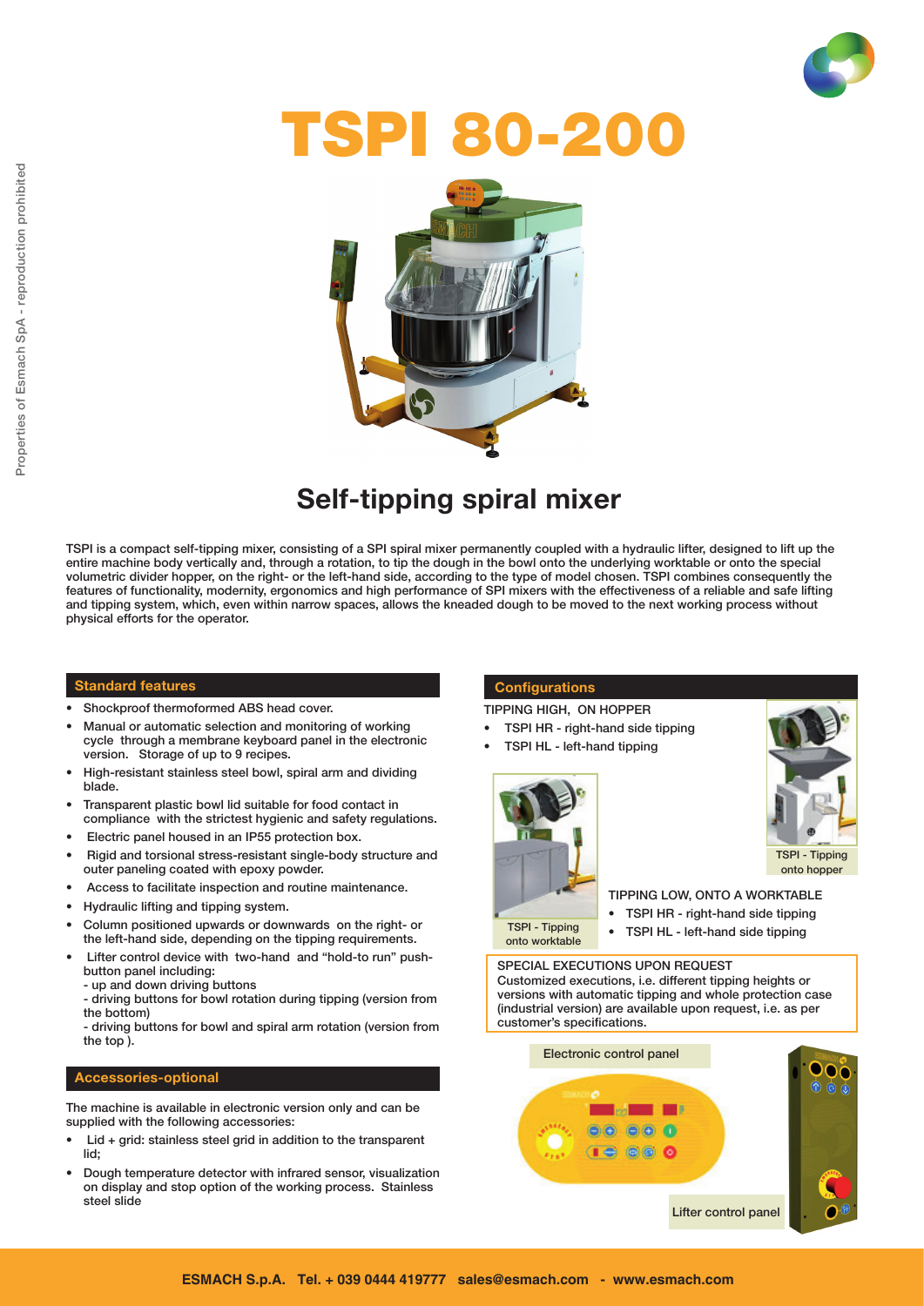# TSPI 80-200

## Self-tipping spiral mixer

TSPI is a compact self-tipping mixer, consisting of a SPI spiral mixer permanently coupled with a hydraulic lifter, designed to lift up the entire machine body vertically and, through a rotation, to tip the dough in the bowl onto the underlying worktable or onto the special volumetric divider hopper, on the right- or the left-hand side, according to the type of model chosen. TSPI combines consequently the features of functionality, modernity, ergonomics and high performance of SPI mixers with the effectiveness of a reliable and safe lifting and tipping system, which, even within narrow spaces, allows the kneaded dough to be moved to the next working process without physical efforts for the operator.

### Standard features

- Shockproof thermoformed ABS head cover.
- Manual or automatic selection and monitoring of working cycle through a membrane keyboard panel in the electronic version. Storage of up to 9 recipes.
- High-resistant stainless steel bowl, spiral arm and dividing blade.
- Transparent plastic bowl lid suitable for food contact in compliance with the strictest hygienic and safety regulations.
- Electric panel housed in an IP55 protection box.
- Rigid and torsional stress-resistant single-body structure and outer paneling coated with epoxy powder.
- Access to facilitate inspection and routine maintenance.
- Hydraulic lifting and tipping system.
- Column positioned upwards or downwards on the right- or the left-hand side, depending on the tipping requirements.
- Lifter control device with two-hand and "hold-to run" push-button panel including:
  - up and down driving buttons
  - driving buttons for bowl rotation during tipping (version from the bottom)
  - driving buttons for bowl and spiral arm rotation (version from the top ).

### Accessories-optional

The machine is available in electronic version only and can be supplied with the following accessories:

- Lid + grid: stainless steel grid in addition to the transparent lid;
- Dough temperature detector with infrared sensor, visualization on display and stop option of the working process. Stainless steel slide

### Configurations

TIPPING HIGH, ON HOPPER

- TSPI HR - right-hand side tipping
- TSPI HL - left-hand tipping

TSPI - Tipping onto hopper

TSPI - Tipping onto worktable

TIPPING LOW, ONTO A WORKTABLE

- TSPI HR - right-hand side tipping
- TSPI HL - left-hand side tipping

SPECIAL EXECUTIONS UPON REQUEST
Customized executions, i.e. different tipping heights or versions with automatic tipping and whole protection case (industrial version) are available upon request, i.e. as per customer's specifications.

Electronic control panel

Lifter control panel

ESMACH S.p.A. Tel. + 039 0444 419777 sales@esmach.com - www.esmach.com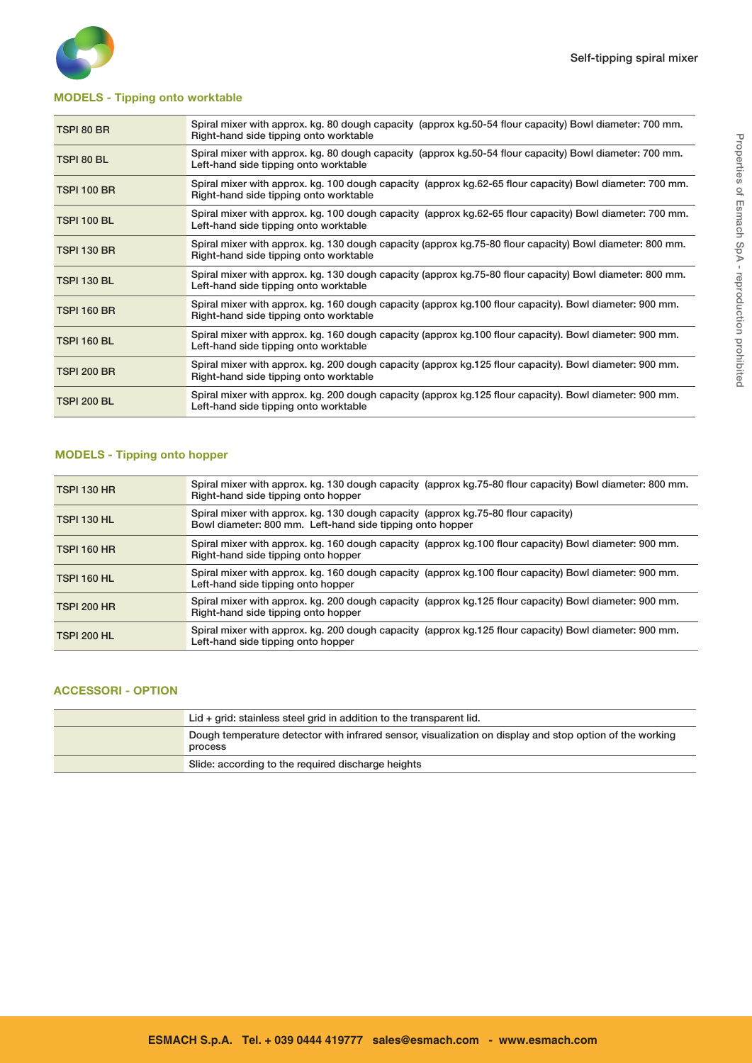## MODELS - Tipping onto worktable

| | |
|---|---|
| TSPI 80 BR | Spiral mixer with approx. kg. 80 dough capacity (approx kg.50-54 flour capacity) Bowl diameter: 700 mm. Right-hand side tipping onto worktable |
| TSPI 80 BL | Spiral mixer with approx. kg. 80 dough capacity (approx kg.50-54 flour capacity) Bowl diameter: 700 mm. Left-hand side tipping onto worktable |
| TSPI 100 BR | Spiral mixer with approx. kg. 100 dough capacity (approx kg.62-65 flour capacity) Bowl diameter: 700 mm. Right-hand side tipping onto worktable |
| TSPI 100 BL | Spiral mixer with approx. kg. 100 dough capacity (approx kg.62-65 flour capacity) Bowl diameter: 700 mm. Left-hand side tipping onto worktable |
| TSPI 130 BR | Spiral mixer with approx. kg. 130 dough capacity (approx kg.75-80 flour capacity) Bowl diameter: 800 mm. Right-hand side tipping onto worktable |
| TSPI 130 BL | Spiral mixer with approx. kg. 130 dough capacity (approx kg.75-80 flour capacity) Bowl diameter: 800 mm. Left-hand side tipping onto worktable |
| TSPI 160 BR | Spiral mixer with approx. kg. 160 dough capacity (approx kg.100 flour capacity). Bowl diameter: 900 mm. Right-hand side tipping onto worktable |
| TSPI 160 BL | Spiral mixer with approx. kg. 160 dough capacity (approx kg.100 flour capacity). Bowl diameter: 900 mm. Left-hand side tipping onto worktable |
| TSPI 200 BR | Spiral mixer with approx. kg. 200 dough capacity (approx kg.125 flour capacity). Bowl diameter: 900 mm. Right-hand side tipping onto worktable |
| TSPI 200 BL | Spiral mixer with approx. kg. 200 dough capacity (approx kg.125 flour capacity). Bowl diameter: 900 mm. Left-hand side tipping onto worktable |

## MODELS - Tipping onto hopper

| | |
|---|---|
| TSPI 130 HR | Spiral mixer with approx. kg. 130 dough capacity (approx kg.75-80 flour capacity) Bowl diameter: 800 mm. Right-hand side tipping onto hopper |
| TSPI 130 HL | Spiral mixer with approx. kg. 130 dough capacity (approx kg.75-80 flour capacity) Bowl diameter: 800 mm. Left-hand side tipping onto hopper |
| TSPI 160 HR | Spiral mixer with approx. kg. 160 dough capacity (approx kg.100 flour capacity) Bowl diameter: 900 mm. Right-hand side tipping onto hopper |
| TSPI 160 HL | Spiral mixer with approx. kg. 160 dough capacity (approx kg.100 flour capacity) Bowl diameter: 900 mm. Left-hand side tipping onto hopper |
| TSPI 200 HR | Spiral mixer with approx. kg. 200 dough capacity (approx kg.125 flour capacity) Bowl diameter: 900 mm. Right-hand side tipping onto hopper |
| TSPI 200 HL | Spiral mixer with approx. kg. 200 dough capacity (approx kg.125 flour capacity) Bowl diameter: 900 mm. Left-hand side tipping onto hopper |

## ACCESSORI - OPTION

| | |
|---|---|
| | Lid + grid: stainless steel grid in addition to the transparent lid. |
| | Dough temperature detector with infrared sensor, visualization on display and stop option of the working process |
| | Slide: according to the required discharge heights |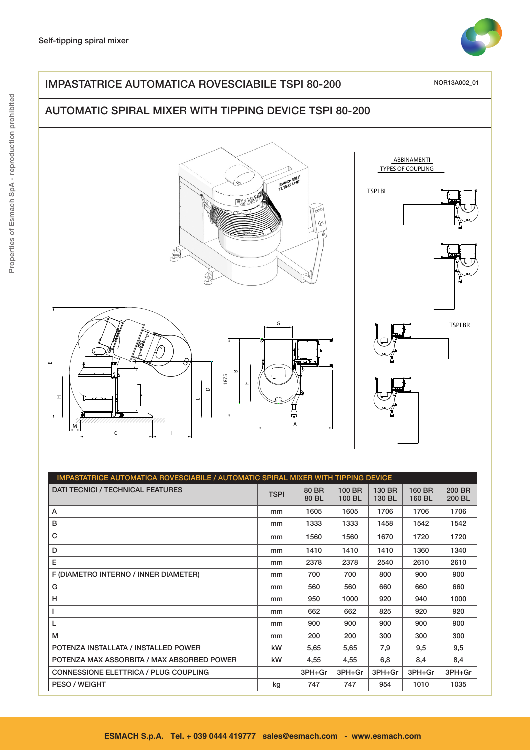Self-tipping spiral mixer

# IMPASTATRICE AUTOMATICA ROVESCIABILE TSPI 80-200

NOR13A002_01

## AUTOMATIC SPIRAL MIXER WITH TIPPING DEVICE TSPI 80-200

ABBINAMENTI
TYPES OF COUPLING

TSPI BL

TSPI BR

| IMPASTATRICE AUTOMATICA ROVESCIABILE / AUTOMATIC SPIRAL MIXER WITH TIPPING DEVICE | | | | | | |
|---|---|---|---|---|---|---|
| DATI TECNICI / TECHNICAL FEATURES | TSPI | 80 BR 80 BL | 100 BR 100 BL | 130 BR 130 BL | 160 BR 160 BL | 200 BR 200 BL |
| A | mm | 1605 | 1605 | 1706 | 1706 | 1706 |
| B | mm | 1333 | 1333 | 1458 | 1542 | 1542 |
| C | mm | 1560 | 1560 | 1670 | 1720 | 1720 |
| D | mm | 1410 | 1410 | 1410 | 1360 | 1340 |
| E | mm | 2378 | 2378 | 2540 | 2610 | 2610 |
| F (DIAMETRO INTERNO / INNER DIAMETER) | mm | 700 | 700 | 800 | 900 | 900 |
| G | mm | 560 | 560 | 660 | 660 | 660 |
| H | mm | 950 | 1000 | 920 | 940 | 1000 |
| I | mm | 662 | 662 | 825 | 920 | 920 |
| L | mm | 900 | 900 | 900 | 900 | 900 |
| M | mm | 200 | 200 | 300 | 300 | 300 |
| POTENZA INSTALLATA / INSTALLED POWER | kW | 5,65 | 5,65 | 7,9 | 9,5 | 9,5 |
| POTENZA MAX ASSORBITA / MAX ABSORBED POWER | kW | 4,55 | 4,55 | 6,8 | 8,4 | 8,4 |
| CONNESSIONE ELETTRICA / PLUG COUPLING | | 3PH+Gr | 3PH+Gr | 3PH+Gr | 3PH+Gr | 3PH+Gr |
| PESO / WEIGHT | kg | 747 | 747 | 954 | 1010 | 1035 |

**ESMACH S.p.A. Tel. + 039 0444 419777 sales@esmach.com - www.esmach.com**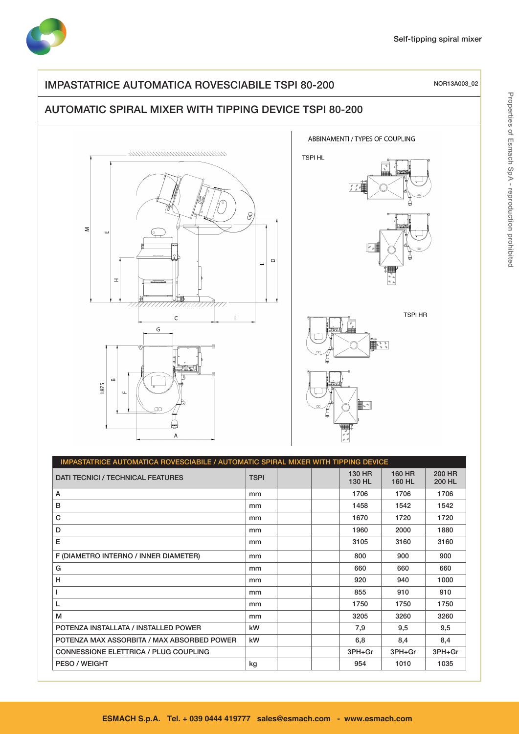# IMPASTATRICE AUTOMATICA ROVESCIABILE TSPI 80-200

NOR13A003_02

## AUTOMATIC SPIRAL MIXER WITH TIPPING DEVICE TSPI 80-200

ABBINAMENTI / TYPES OF COUPLING

TSPI HL

TSPI HR

| IMPASTATRICE AUTOMATICA ROVESCIABILE / AUTOMATIC SPIRAL MIXER WITH TIPPING DEVICE | | | | | | |
|---|---|---|---|---|---|---|
| DATI TECNICI / TECHNICAL FEATURES | TSPI | | | 130 HR 130 HL | 160 HR 160 HL | 200 HR 200 HL |
| A | mm | | | 1706 | 1706 | 1706 |
| B | mm | | | 1458 | 1542 | 1542 |
| C | mm | | | 1670 | 1720 | 1720 |
| D | mm | | | 1960 | 2000 | 1880 |
| E | mm | | | 3105 | 3160 | 3160 |
| F (DIAMETRO INTERNO / INNER DIAMETER) | mm | | | 800 | 900 | 900 |
| G | mm | | | 660 | 660 | 660 |
| H | mm | | | 920 | 940 | 1000 |
| I | mm | | | 855 | 910 | 910 |
| L | mm | | | 1750 | 1750 | 1750 |
| M | mm | | | 3205 | 3260 | 3260 |
| POTENZA INSTALLATA / INSTALLED POWER | kW | | | 7,9 | 9,5 | 9,5 |
| POTENZA MAX ASSORBITA / MAX ABSORBED POWER | kW | | | 6,8 | 8,4 | 8,4 |
| CONNESSIONE ELETTRICA / PLUG COUPLING | | | | 3PH+Gr | 3PH+Gr | 3PH+Gr |
| PESO / WEIGHT | kg | | | 954 | 1010 | 1035 |